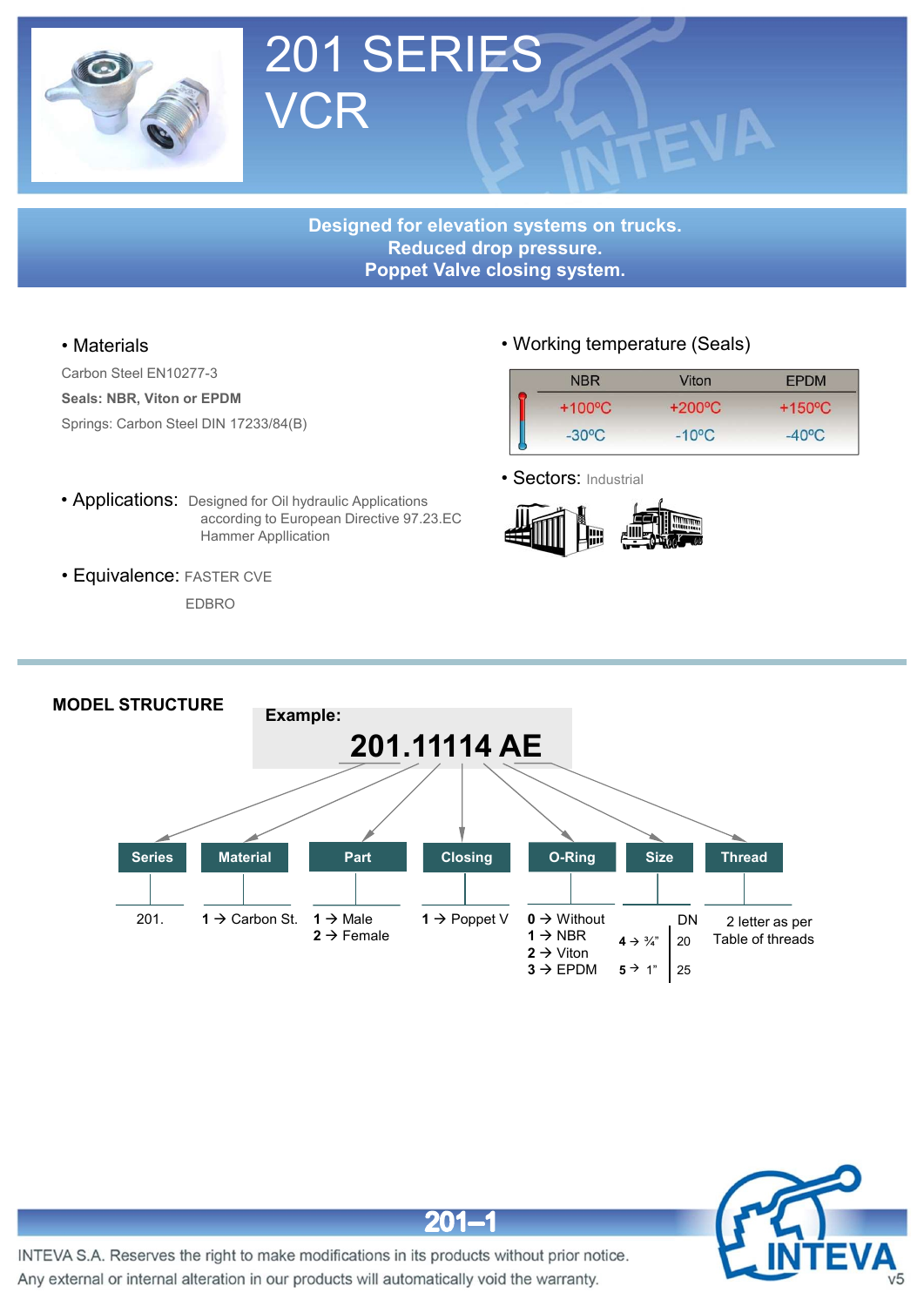# 201 SERIES VCR

**Designed for elevation systems on trucks.**
**Reduced drop pressure.**
**Poppet Valve closing system.**

- Materials

Carbon Steel EN10277-3

**Seals: NBR, Viton or EPDM**

Springs: Carbon Steel DIN 17233/84(B)

- Working temperature (Seals)

| NBR | Viton | EPDM |
|---|---|---|
| +100ºC | +200ºC | +150ºC |
| -30ºC | -10ºC | -40ºC |

- Applications: Designed for Oil hydraulic Applications according to European Directive 97.23.EC Hammer Appllication

- Sectors: Industrial

- Equivalence: FASTER CVE
  EDBRO

## MODEL STRUCTURE

**Example:**

**201.11114 AE**

| Series | Material | Part | Closing | O-Ring | Size | Thread |
|---|---|---|---|---|---|---|
| 201. | **1** → Carbon St. | **1** → Male<br>**2** → Female | **1** → Poppet V | **0** → Without<br>**1** → NBR<br>**2** → Viton<br>**3** → EPDM | DN<br>**4** → ¾" : 20<br>**5** → 1" : 25 | 2 letter as per Table of threads |

INTEVA S.A. Reserves the right to make modifications in its products without prior notice.
Any external or internal alteration in our products will automatically void the warranty.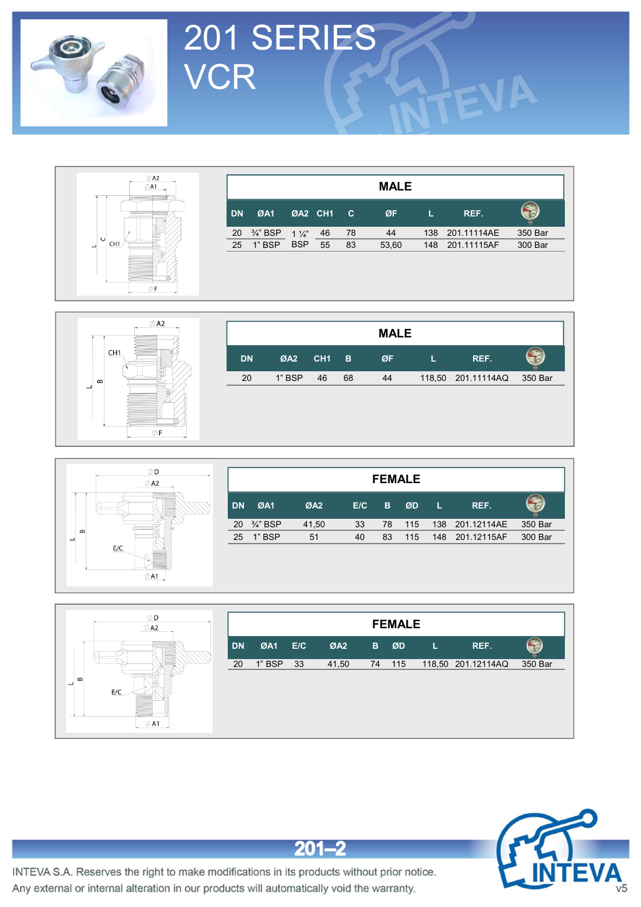# 201 SERIES VCR

## MALE

| DN | ØA1 | ØA2 | CH1 | C | ØF | L | REF. | |
|---|---|---|---|---|---|---|---|---|
| 20 | ¾" BSP | 1 ¼" BSP | 46 | 78 | 44 | 138 | 201.11114AE | 350 Bar |
| 25 | 1" BSP | | 55 | 83 | 53,60 | 148 | 201.11115AF | 300 Bar |

## MALE

| DN | ØA2 | CH1 | B | ØF | L | REF. | |
|---|---|---|---|---|---|---|---|
| 20 | 1" BSP | 46 | 68 | 44 | 118,50 | 201.11114AQ | 350 Bar |

## FEMALE

| DN | ØA1 | ØA2 | E/C | B | ØD | L | REF. | |
|---|---|---|---|---|---|---|---|---|
| 20 | ¾" BSP | 41,50 | 33 | 78 | 115 | 138 | 201.12114AE | 350 Bar |
| 25 | 1" BSP | 51 | 40 | 83 | 115 | 148 | 201.12115AF | 300 Bar |

## FEMALE

| DN | ØA1 | E/C | ØA2 | B | ØD | L | REF. | |
|---|---|---|---|---|---|---|---|---|
| 20 | 1" BSP | 33 | 41,50 | 74 | 115 | 118,50 | 201.12114AQ | 350 Bar |

201–2

INTEVA S.A. Reserves the right to make modifications in its products without prior notice.
Any external or internal alteration in our products will automatically void the warranty.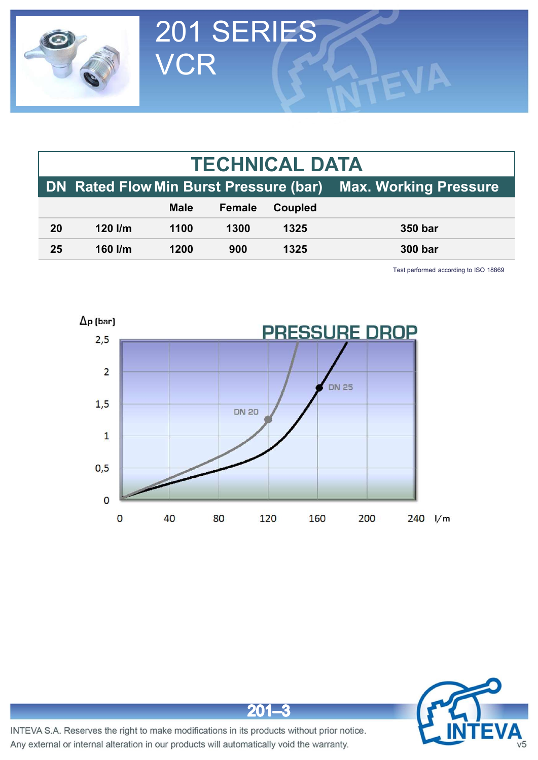# 201 SERIES VCR

## TECHNICAL DATA

| DN | Rated Flow | Min Burst Pressure (bar) | | | Max. Working Pressure |
|---|---|---|---|---|---|
| | | Male | Female | Coupled | |
| 20 | 120 l/m | 1100 | 1300 | 1325 | 350 bar |
| 25 | 160 l/m | 1200 | 900 | 1325 | 300 bar |

Test performed according to ISO 18869

PRESSURE DROP

Δp (bar)

2,5
2
1,5
1
0,5
0

0 40 80 120 160 200 240 l/m

DN 20

DN 25

INTEVA S.A. Reserves the right to make modifications in its products without prior notice.
Any external or internal alteration in our products will automatically void the warranty.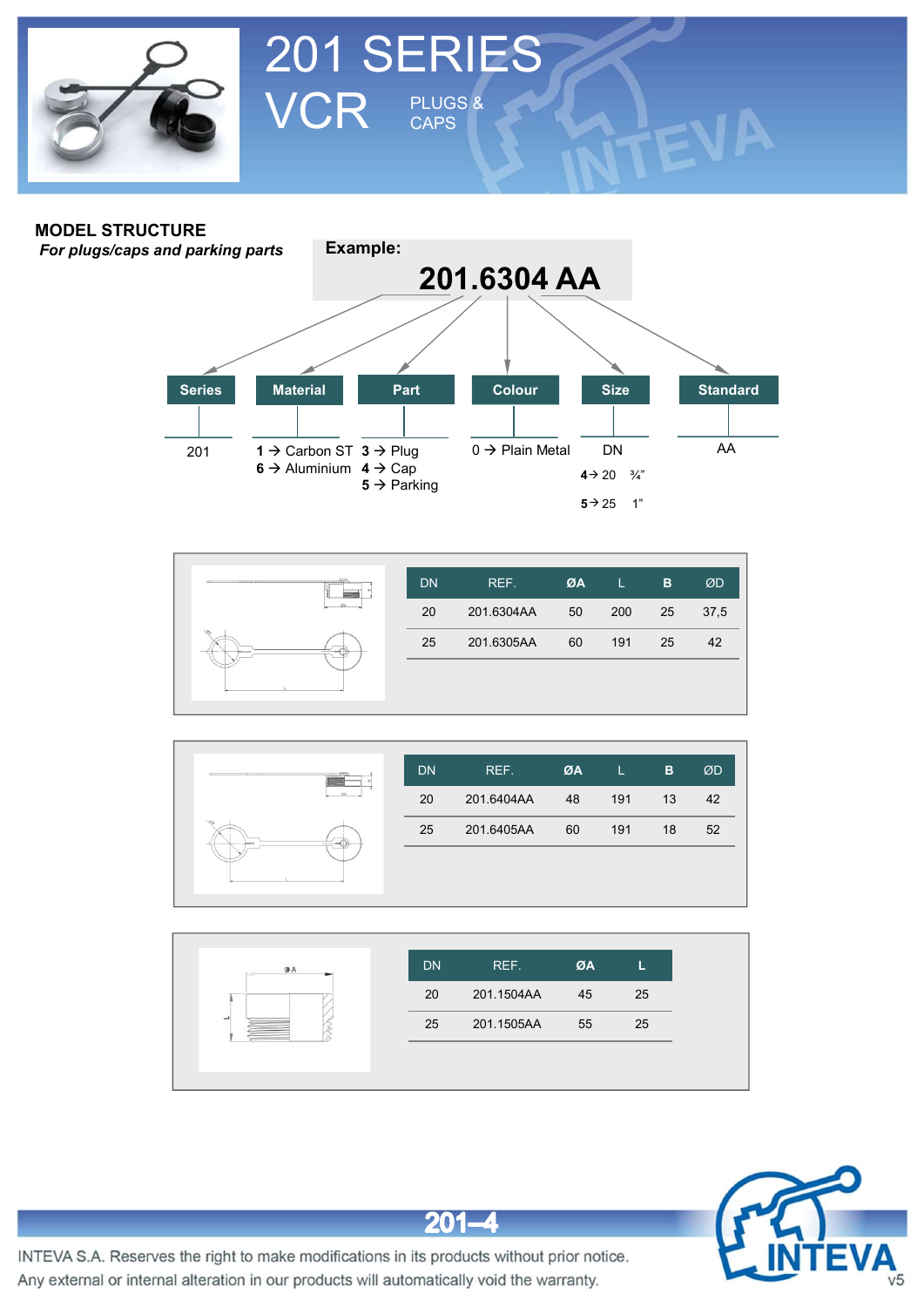# 201 SERIES

# VCR

PLUGS & CAPS

## MODEL STRUCTURE

*For plugs/caps and parking parts*

**Example:**

**201.6304 AA**

| Series | Material | Part | Colour | Size | Standard |
|---|---|---|---|---|---|
| 201 | **1** → Carbon ST<br>**6** → Aluminium | **3** → Plug<br>**4** → Cap<br>**5** → Parking | 0 → Plain Metal | DN<br>**4**→ 20 ¾"<br>**5**→ 25 1" | AA |

| DN | REF. | ØA | L | B | ØD |
|---|---|---|---|---|---|
| 20 | 201.6304AA | 50 | 200 | 25 | 37,5 |
| 25 | 201.6305AA | 60 | 191 | 25 | 42 |

| DN | REF. | ØA | L | B | ØD |
|---|---|---|---|---|---|
| 20 | 201.6404AA | 48 | 191 | 13 | 42 |
| 25 | 201.6405AA | 60 | 191 | 18 | 52 |

| DN | REF. | ØA | L |
|---|---|---|---|
| 20 | 201.1504AA | 45 | 25 |
| 25 | 201.1505AA | 55 | 25 |

INTEVA S.A. Reserves the right to make modifications in its products without prior notice.
Any external or internal alteration in our products will automatically void the warranty.